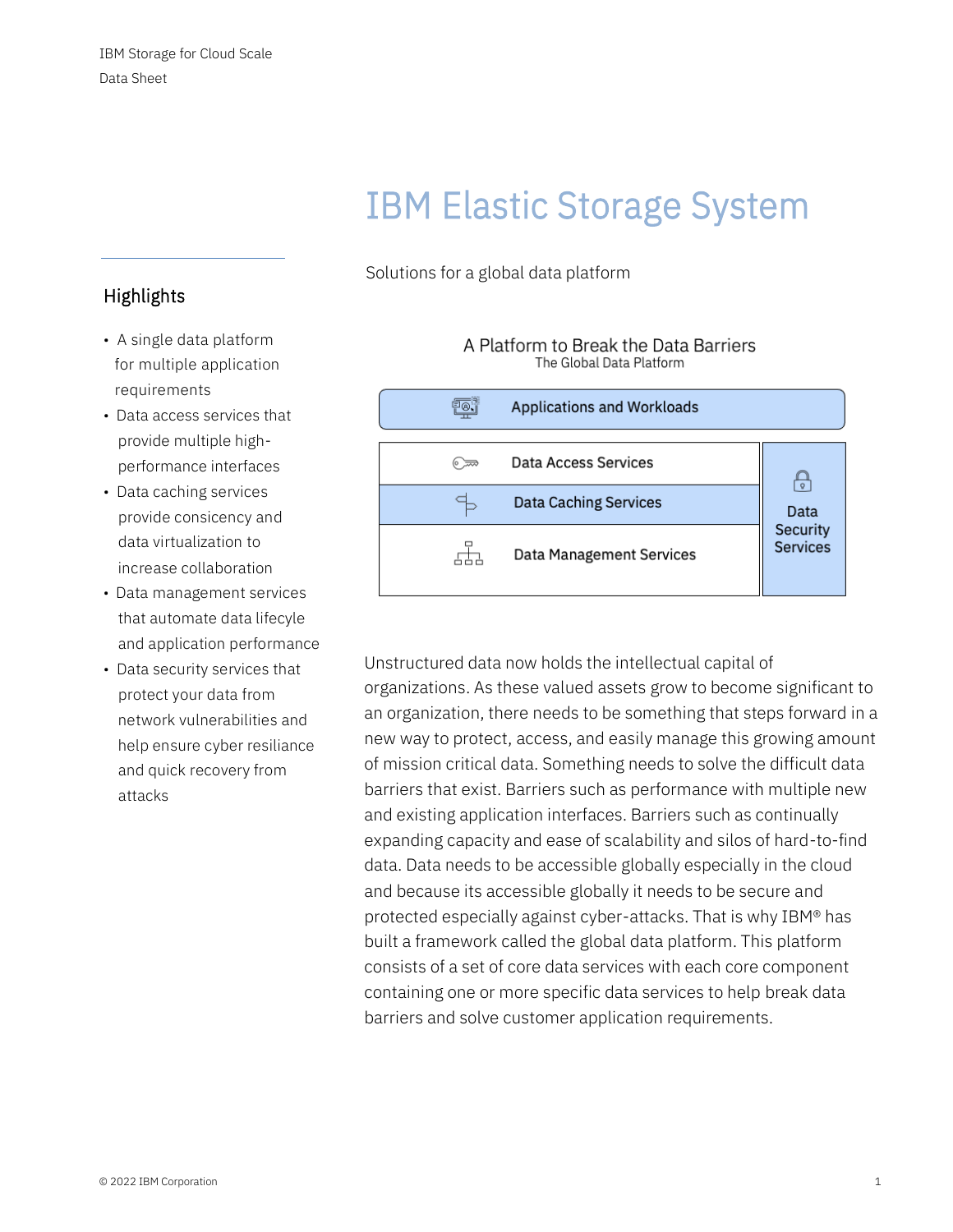IBM Storage for Cloud Scale

Data Sheet

# IBM Elastic Storage System

Solutions for a global data platform

## Highlights

- A single data platform for multiple application requirements
- Data access services that provide multiple high-performance interfaces
- Data caching services provide consicency and data virtualization to increase collaboration
- Data management services that automate data lifecyle and application performance
- Data security services that protect your data from network vulnerabilities and help ensure cyber resiliance and quick recovery from attacks

A Platform to Break the Data Barriers

The Global Data Platform

| Applications and Workloads | |
|---|---|
| Data Access Services | Data Security Services |
| Data Caching Services | |
| Data Management Services | |

Unstructured data now holds the intellectual capital of organizations. As these valued assets grow to become significant to an organization, there needs to be something that steps forward in a new way to protect, access, and easily manage this growing amount of mission critical data. Something needs to solve the difficult data barriers that exist. Barriers such as performance with multiple new and existing application interfaces. Barriers such as continually expanding capacity and ease of scalability and silos of hard-to-find data. Data needs to be accessible globally especially in the cloud and because its accessible globally it needs to be secure and protected especially against cyber-attacks. That is why IBM® has built a framework called the global data platform. This platform consists of a set of core data services with each core component containing one or more specific data services to help break data barriers and solve customer application requirements.

© 2022 IBM Corporation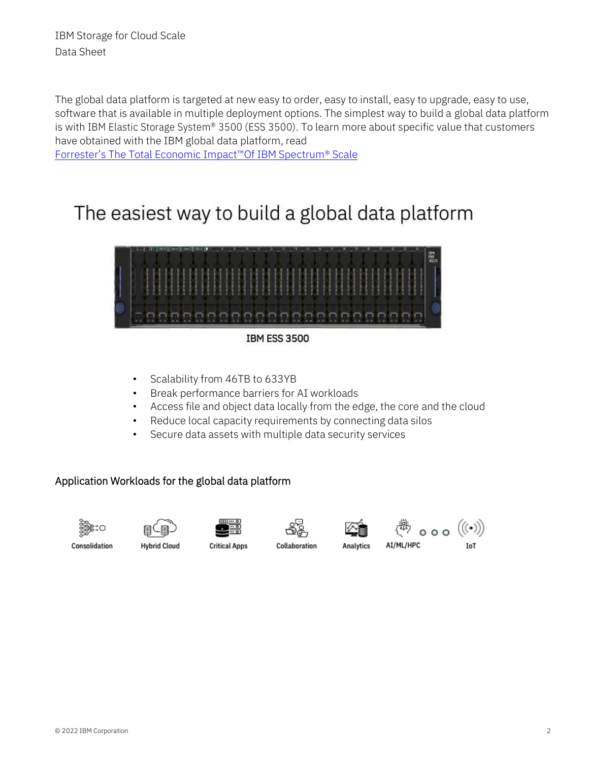The global data platform is targeted at new easy to order, easy to install, easy to upgrade, easy to use, software that is available in multiple deployment options. The simplest way to build a global data platform is with IBM Elastic Storage System® 3500 (ESS 3500). To learn more about specific value that customers have obtained with the IBM global data platform, read [Forrester's The Total Economic Impact™Of IBM Spectrum® Scale]

## The easiest way to build a global data platform

IBM ESS 3500

- Scalability from 46TB to 633YB
- Break performance barriers for AI workloads
- Access file and object data locally from the edge, the core and the cloud
- Reduce local capacity requirements by connecting data silos
- Secure data assets with multiple data security services

### Application Workloads for the global data platform

Consolidation | Hybrid Cloud | Critical Apps | Collaboration | Analytics | AI/ML/HPC | IoT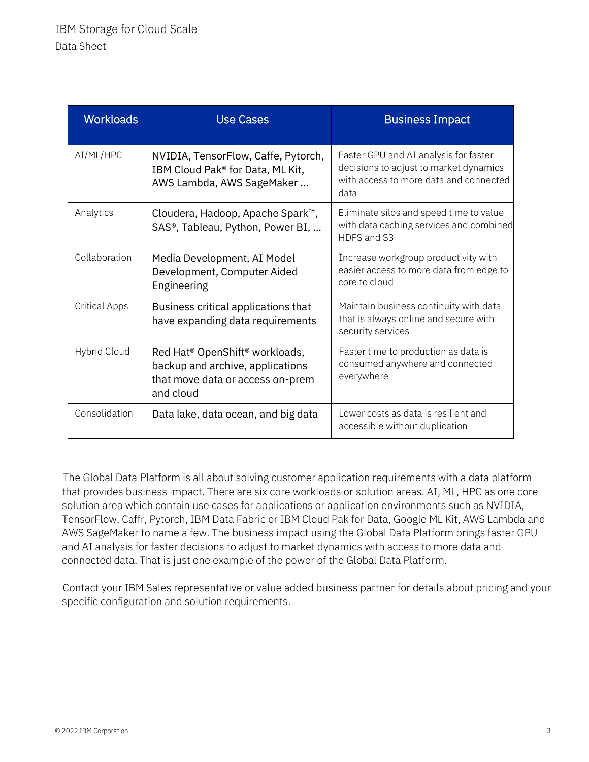| Workloads | Use Cases | Business Impact |
| --- | --- | --- |
| AI/ML/HPC | NVIDIA, TensorFlow, Caffe, Pytorch, IBM Cloud Pak® for Data, ML Kit, AWS Lambda, AWS SageMaker … | Faster GPU and AI analysis for faster decisions to adjust to market dynamics with access to more data and connected data |
| Analytics | Cloudera, Hadoop, Apache Spark™, SAS®, Tableau, Python, Power BI, … | Eliminate silos and speed time to value with data caching services and combined HDFS and S3 |
| Collaboration | Media Development, AI Model Development, Computer Aided Engineering | Increase workgroup productivity with easier access to more data from edge to core to cloud |
| Critical Apps | Business critical applications that have expanding data requirements | Maintain business continuity with data that is always online and secure with security services |
| Hybrid Cloud | Red Hat® OpenShift® workloads, backup and archive, applications that move data or access on-prem and cloud | Faster time to production as data is consumed anywhere and connected everywhere |
| Consolidation | Data lake, data ocean, and big data | Lower costs as data is resilient and accessible without duplication |

The Global Data Platform is all about solving customer application requirements with a data platform that provides business impact. There are six core workloads or solution areas. AI, ML, HPC as one core solution area which contain use cases for applications or application environments such as NVIDIA, TensorFlow, Caffr, Pytorch, IBM Data Fabric or IBM Cloud Pak for Data, Google ML Kit, AWS Lambda and AWS SageMaker to name a few. The business impact using the Global Data Platform brings faster GPU and AI analysis for faster decisions to adjust to market dynamics with access to more data and connected data. That is just one example of the power of the Global Data Platform.

Contact your IBM Sales representative or value added business partner for details about pricing and your specific configuration and solution requirements.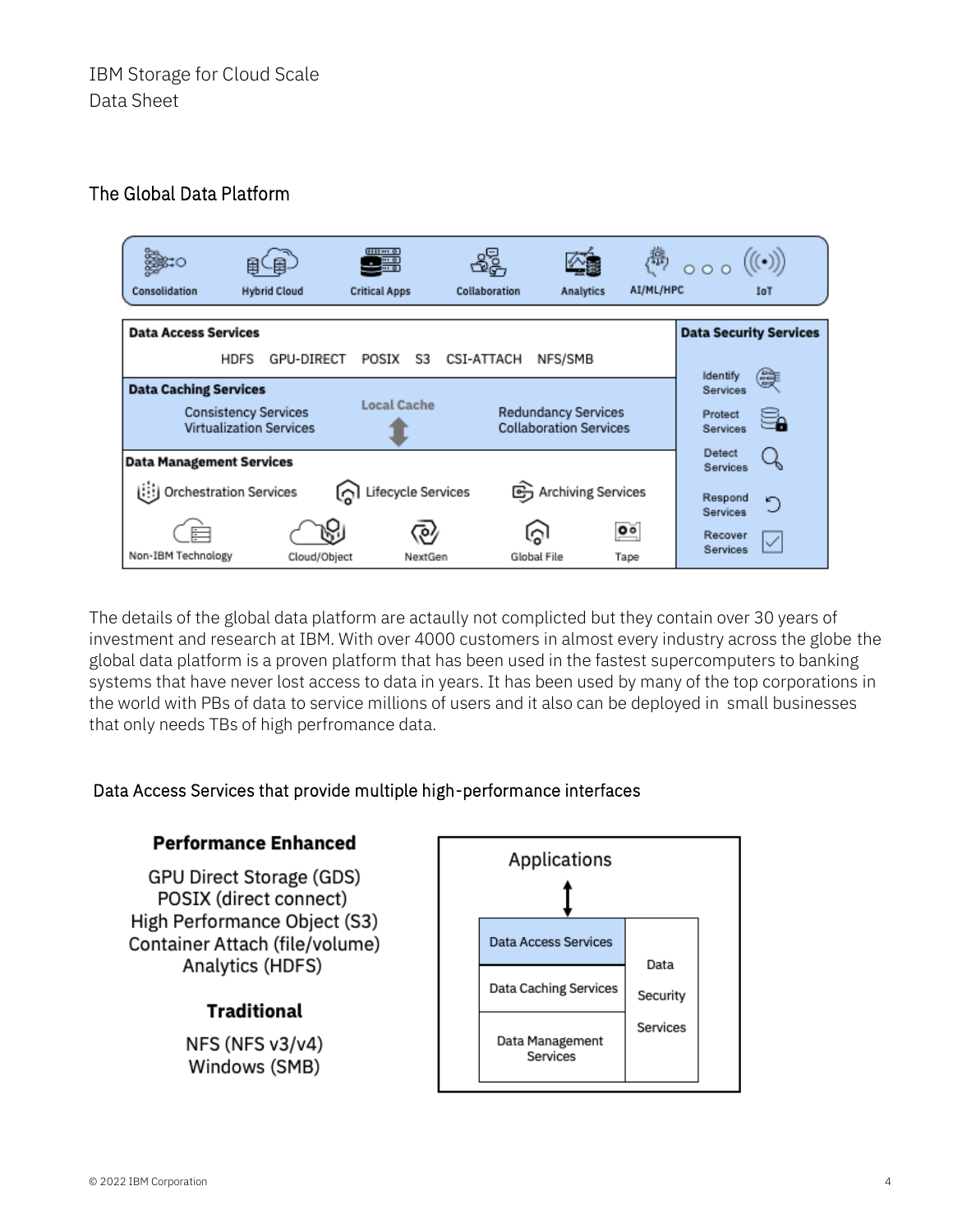## The Global Data Platform

Consolidation | Hybrid Cloud | Critical Apps | Collaboration | Analytics | AI/ML/HPC | IoT

**Data Access Services**

HDFS GPU-DIRECT POSIX S3 CSI-ATTACH NFS/SMB

**Data Caching Services**

Consistency Services
Virtualization Services

Local Cache

Redundancy Services
Collaboration Services

**Data Management Services**

Orchestration Services | Lifecycle Services | Archiving Services

Non-IBM Technology | Cloud/Object | NextGen | Global File | Tape

**Data Security Services**

Identify Services
Protect Services
Detect Services
Respond Services
Recover Services

The details of the global data platform are actaully not complicted but they contain over 30 years of investment and research at IBM. With over 4000 customers in almost every industry across the globe the global data platform is a proven platform that has been used in the fastest supercomputers to banking systems that have never lost access to data in years. It has been used by many of the top corporations in the world with PBs of data to service millions of users and it also can be deployed in small businesses that only needs TBs of high perfromance data.

## Data Access Services that provide multiple high-performance interfaces

**Performance Enhanced**

GPU Direct Storage (GDS)
POSIX (direct connect)
High Performance Object (S3)
Container Attach (file/volume)
Analytics (HDFS)

**Traditional**

NFS (NFS v3/v4)
Windows (SMB)

Applications

Data Access Services
Data Caching Services
Data Management Services
Data Security Services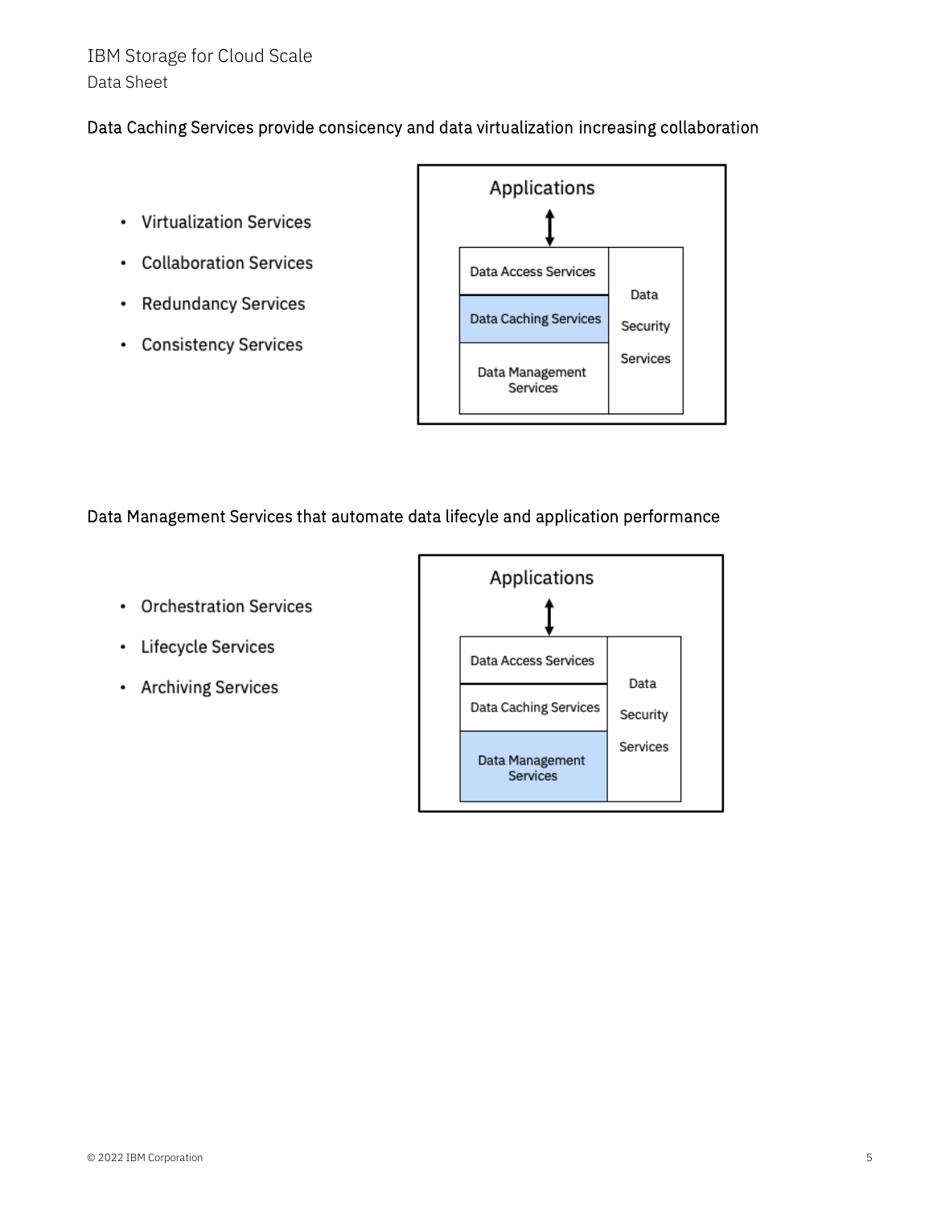Data Caching Services provide consicency and data virtualization increasing collaboration

- Virtualization Services
- Collaboration Services
- Redundancy Services
- Consistency Services

Applications

Data Access Services

Data Caching Services

Data Management Services

Data Security Services

Data Management Services that automate data lifecyle and application performance

- Orchestration Services
- Lifecycle Services
- Archiving Services

Applications

Data Access Services

Data Caching Services

Data Management Services

Data Security Services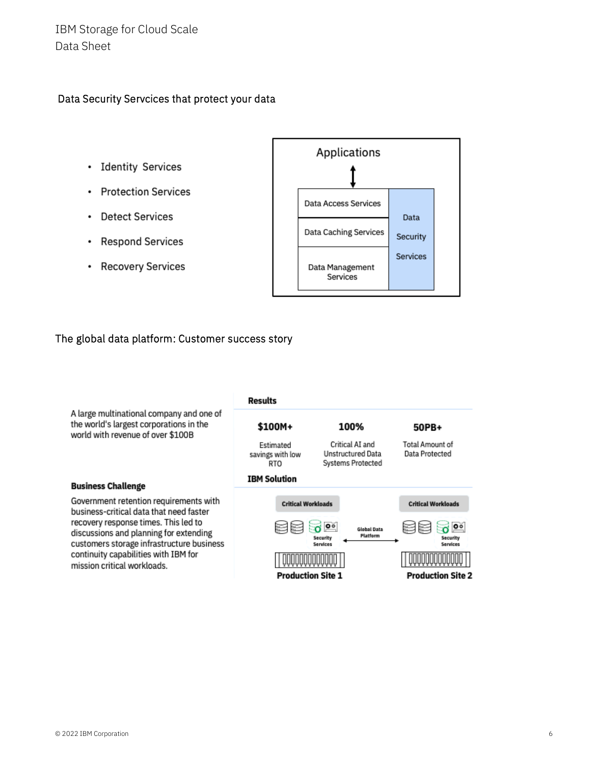## Data Security Servcices that protect your data

- Identity Services
- Protection Services
- Detect Services
- Respond Services
- Recovery Services

Applications

Data Access Services

Data Caching Services

Data Management Services

Data Security Services

## The global data platform: Customer success story

A large multinational company and one of the world's largest corporations in the world with revenue of over $100B

**Business Challenge**

Government retention requirements with business-critical data that need faster recovery response times. This led to discussions and planning for extending customers storage infrastructure business continuity capabilities with IBM for mission critical workloads.

**Results**

| $100M+ | 100% | 50PB+ |
|---|---|---|
| Estimated savings with low RTO | Critical AI and Unstructured Data Systems Protected | Total Amount of Data Protected |

**IBM Solution**

Critical Workloads — Security Services — Production Site 1

Global Data Platform

Critical Workloads — Security Services — Production Site 2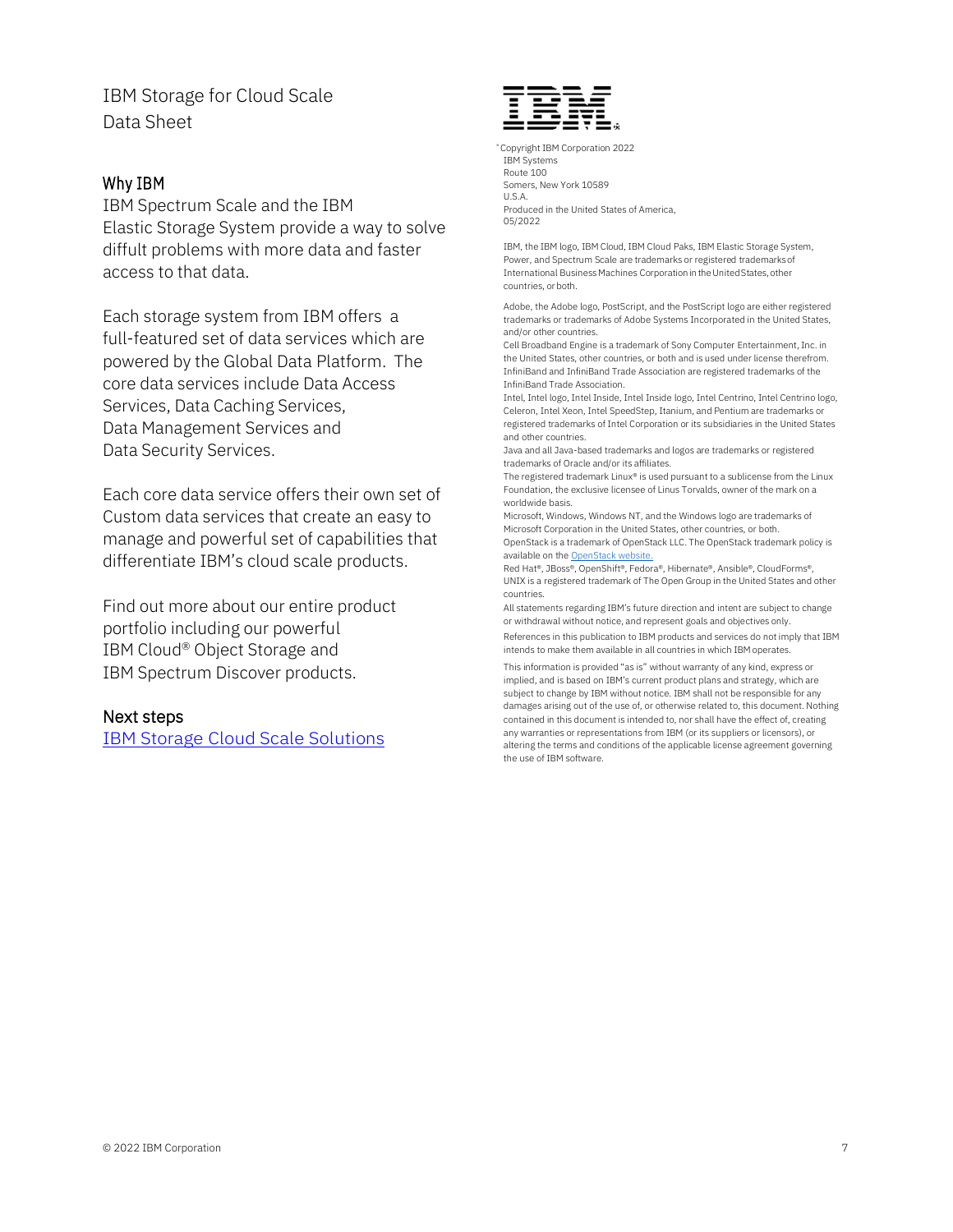IBM Storage for Cloud Scale
Data Sheet

## Why IBM

IBM Spectrum Scale and the IBM Elastic Storage System provide a way to solve diffult problems with more data and faster access to that data.

Each storage system from IBM offers a full-featured set of data services which are powered by the Global Data Platform. The core data services include Data Access Services, Data Caching Services, Data Management Services and Data Security Services.

Each core data service offers their own set of Custom data services that create an easy to manage and powerful set of capabilities that differentiate IBM's cloud scale products.

Find out more about our entire product portfolio including our powerful IBM Cloud® Object Storage and IBM Spectrum Discover products.

## Next steps

[IBM Storage Cloud Scale Solutions]()

© Copyright IBM Corporation 2022
IBM Systems
Route 100
Somers, New York 10589
U.S.A.
Produced in the United States of America, 05/2022

IBM, the IBM logo, IBM Cloud, IBM Cloud Paks, IBM Elastic Storage System, Power, and Spectrum Scale are trademarks or registered trademarks of International Business Machines Corporation in the United States, other countries, or both.

Adobe, the Adobe logo, PostScript, and the PostScript logo are either registered trademarks or trademarks of Adobe Systems Incorporated in the United States, and/or other countries.
Cell Broadband Engine is a trademark of Sony Computer Entertainment, Inc. in the United States, other countries, or both and is used under license therefrom.
InfiniBand and InfiniBand Trade Association are registered trademarks of the InfiniBand Trade Association.
Intel, Intel logo, Intel Inside, Intel Inside logo, Intel Centrino, Intel Centrino logo, Celeron, Intel Xeon, Intel SpeedStep, Itanium, and Pentium are trademarks or registered trademarks of Intel Corporation or its subsidiaries in the United States and other countries.
Java and all Java-based trademarks and logos are trademarks or registered trademarks of Oracle and/or its affiliates.
The registered trademark Linux® is used pursuant to a sublicense from the Linux Foundation, the exclusive licensee of Linus Torvalds, owner of the mark on a worldwide basis.
Microsoft, Windows, Windows NT, and the Windows logo are trademarks of Microsoft Corporation in the United States, other countries, or both.
OpenStack is a trademark of OpenStack LLC. The OpenStack trademark policy is available on the [OpenStack website.]()
Red Hat®, JBoss®, OpenShift®, Fedora®, Hibernate®, Ansible®, CloudForms®, UNIX is a registered trademark of The Open Group in the United States and other countries.
All statements regarding IBM's future direction and intent are subject to change or withdrawal without notice, and represent goals and objectives only.
References in this publication to IBM products and services do not imply that IBM intends to make them available in all countries in which IBM operates.

This information is provided "as is" without warranty of any kind, express or implied, and is based on IBM's current product plans and strategy, which are subject to change by IBM without notice. IBM shall not be responsible for any damages arising out of the use of, or otherwise related to, this document. Nothing contained in this document is intended to, nor shall have the effect of, creating any warranties or representations from IBM (or its suppliers or licensors), or altering the terms and conditions of the applicable license agreement governing the use of IBM software.